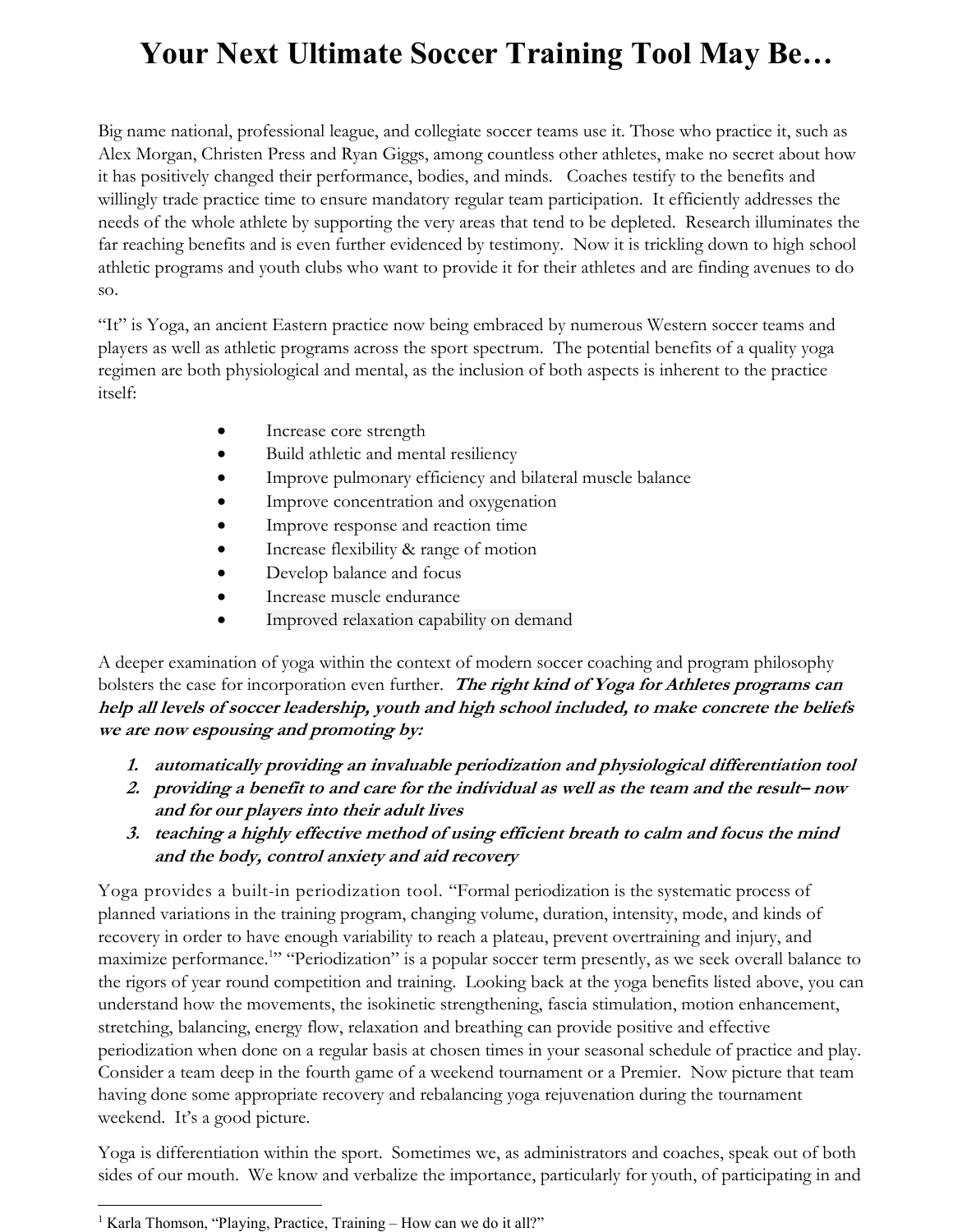# Your Next Ultimate Soccer Training Tool May Be…

Big name national, professional league, and collegiate soccer teams use it. Those who practice it, such as Alex Morgan, Christen Press and Ryan Giggs, among countless other athletes, make no secret about how it has positively changed their performance, bodies, and minds. Coaches testify to the benefits and willingly trade practice time to ensure mandatory regular team participation. It efficiently addresses the needs of the whole athlete by supporting the very areas that tend to be depleted. Research illuminates the far reaching benefits and is even further evidenced by testimony. Now it is trickling down to high school athletic programs and youth clubs who want to provide it for their athletes and are finding avenues to do so.

"It" is Yoga, an ancient Eastern practice now being embraced by numerous Western soccer teams and players as well as athletic programs across the sport spectrum. The potential benefits of a quality yoga regimen are both physiological and mental, as the inclusion of both aspects is inherent to the practice itself:

- Increase core strength
- Build athletic and mental resiliency
- Improve pulmonary efficiency and bilateral muscle balance
- Improve concentration and oxygenation
- Improve response and reaction time
- Increase flexibility & range of motion
- Develop balance and focus
- Increase muscle endurance
- Improved relaxation capability on demand

A deeper examination of yoga within the context of modern soccer coaching and program philosophy bolsters the case for incorporation even further. ***The right kind of Yoga for Athletes programs can help all levels of soccer leadership, youth and high school included, to make concrete the beliefs we are now espousing and promoting by:***

1. ***automatically providing an invaluable periodization and physiological differentiation tool***
2. ***providing a benefit to and care for the individual as well as the team and the result– now and for our players into their adult lives***
3. ***teaching a highly effective method of using efficient breath to calm and focus the mind and the body, control anxiety and aid recovery***

Yoga provides a built-in periodization tool. "Formal periodization is the systematic process of planned variations in the training program, changing volume, duration, intensity, mode, and kinds of recovery in order to have enough variability to reach a plateau, prevent overtraining and injury, and maximize performance.[1]" "Periodization" is a popular soccer term presently, as we seek overall balance to the rigors of year round competition and training. Looking back at the yoga benefits listed above, you can understand how the movements, the isokinetic strengthening, fascia stimulation, motion enhancement, stretching, balancing, energy flow, relaxation and breathing can provide positive and effective periodization when done on a regular basis at chosen times in your seasonal schedule of practice and play. Consider a team deep in the fourth game of a weekend tournament or a Premier. Now picture that team having done some appropriate recovery and rebalancing yoga rejuvenation during the tournament weekend. It's a good picture.

Yoga is differentiation within the sport. Sometimes we, as administrators and coaches, speak out of both sides of our mouth. We know and verbalize the importance, particularly for youth, of participating in and

[1] Karla Thomson, "Playing, Practice, Training – How can we do it all?"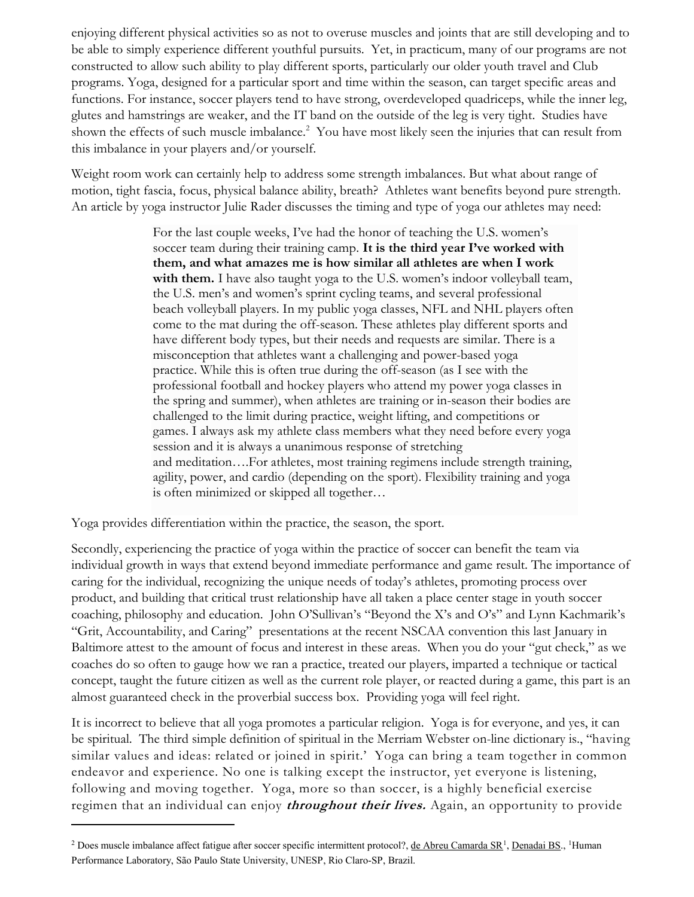enjoying different physical activities so as not to overuse muscles and joints that are still developing and to be able to simply experience different youthful pursuits. Yet, in practicum, many of our programs are not constructed to allow such ability to play different sports, particularly our older youth travel and Club programs. Yoga, designed for a particular sport and time within the season, can target specific areas and functions. For instance, soccer players tend to have strong, overdeveloped quadriceps, while the inner leg, glutes and hamstrings are weaker, and the IT band on the outside of the leg is very tight. Studies have shown the effects of such muscle imbalance.[2] You have most likely seen the injuries that can result from this imbalance in your players and/or yourself.

Weight room work can certainly help to address some strength imbalances. But what about range of motion, tight fascia, focus, physical balance ability, breath? Athletes want benefits beyond pure strength. An article by yoga instructor Julie Rader discusses the timing and type of yoga our athletes may need:

> For the last couple weeks, I've had the honor of teaching the U.S. women's soccer team during their training camp. **It is the third year I've worked with them, and what amazes me is how similar all athletes are when I work with them.** I have also taught yoga to the U.S. women's indoor volleyball team, the U.S. men's and women's sprint cycling teams, and several professional beach volleyball players. In my public yoga classes, NFL and NHL players often come to the mat during the off-season. These athletes play different sports and have different body types, but their needs and requests are similar. There is a misconception that athletes want a challenging and power-based yoga practice. While this is often true during the off-season (as I see with the professional football and hockey players who attend my power yoga classes in the spring and summer), when athletes are training or in-season their bodies are challenged to the limit during practice, weight lifting, and competitions or games. I always ask my athlete class members what they need before every yoga session and it is always a unanimous response of stretching and meditation….For athletes, most training regimens include strength training, agility, power, and cardio (depending on the sport). Flexibility training and yoga is often minimized or skipped all together…

Yoga provides differentiation within the practice, the season, the sport.

Secondly, experiencing the practice of yoga within the practice of soccer can benefit the team via individual growth in ways that extend beyond immediate performance and game result. The importance of caring for the individual, recognizing the unique needs of today's athletes, promoting process over product, and building that critical trust relationship have all taken a place center stage in youth soccer coaching, philosophy and education. John O'Sullivan's "Beyond the X's and O's" and Lynn Kachmarik's "Grit, Accountability, and Caring" presentations at the recent NSCAA convention this last January in Baltimore attest to the amount of focus and interest in these areas. When you do your "gut check," as we coaches do so often to gauge how we ran a practice, treated our players, imparted a technique or tactical concept, taught the future citizen as well as the current role player, or reacted during a game, this part is an almost guaranteed check in the proverbial success box. Providing yoga will feel right.

It is incorrect to believe that all yoga promotes a particular religion. Yoga is for everyone, and yes, it can be spiritual. The third simple definition of spiritual in the Merriam Webster on-line dictionary is., "having similar values and ideas: related or joined in spirit.' Yoga can bring a team together in common endeavor and experience. No one is talking except the instructor, yet everyone is listening, following and moving together. Yoga, more so than soccer, is a highly beneficial exercise regimen that an individual can enjoy ***throughout their lives.*** Again, an opportunity to provide

---

[2] Does muscle imbalance affect fatigue after soccer specific intermittent protocol?, de Abreu Camarda SR[1], Denadai BS., [1]Human Performance Laboratory, São Paulo State University, UNESP, Rio Claro-SP, Brazil.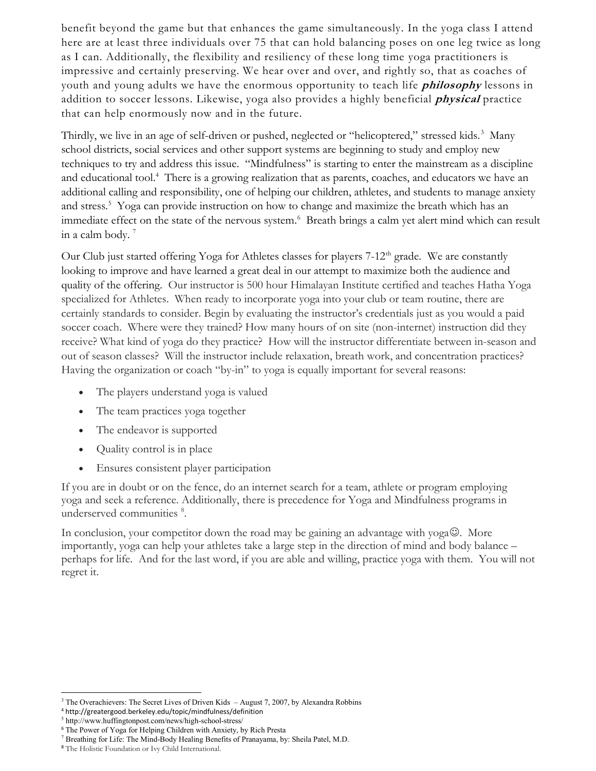benefit beyond the game but that enhances the game simultaneously. In the yoga class I attend here are at least three individuals over 75 that can hold balancing poses on one leg twice as long as I can. Additionally, the flexibility and resiliency of these long time yoga practitioners is impressive and certainly preserving. We hear over and over, and rightly so, that as coaches of youth and young adults we have the enormous opportunity to teach life ***philosophy*** lessons in addition to soccer lessons. Likewise, yoga also provides a highly beneficial ***physical*** practice that can help enormously now and in the future.

Thirdly, we live in an age of self-driven or pushed, neglected or "helicoptered," stressed kids.[3] Many school districts, social services and other support systems are beginning to study and employ new techniques to try and address this issue. "Mindfulness" is starting to enter the mainstream as a discipline and educational tool.[4] There is a growing realization that as parents, coaches, and educators we have an additional calling and responsibility, one of helping our children, athletes, and students to manage anxiety and stress.[5] Yoga can provide instruction on how to change and maximize the breath which has an immediate effect on the state of the nervous system.[6] Breath brings a calm yet alert mind which can result in a calm body.[7]

Our Club just started offering Yoga for Athletes classes for players 7-12th grade. We are constantly looking to improve and have learned a great deal in our attempt to maximize both the audience and quality of the offering. Our instructor is 500 hour Himalayan Institute certified and teaches Hatha Yoga specialized for Athletes. When ready to incorporate yoga into your club or team routine, there are certainly standards to consider. Begin by evaluating the instructor's credentials just as you would a paid soccer coach. Where were they trained? How many hours of on site (non-internet) instruction did they receive? What kind of yoga do they practice? How will the instructor differentiate between in-season and out of season classes? Will the instructor include relaxation, breath work, and concentration practices? Having the organization or coach "by-in" to yoga is equally important for several reasons:

- The players understand yoga is valued
- The team practices yoga together
- The endeavor is supported
- Quality control is in place
- Ensures consistent player participation

If you are in doubt or on the fence, do an internet search for a team, athlete or program employing yoga and seek a reference. Additionally, there is precedence for Yoga and Mindfulness programs in underserved communities [8].

In conclusion, your competitor down the road may be gaining an advantage with yoga☺. More importantly, yoga can help your athletes take a large step in the direction of mind and body balance – perhaps for life. And for the last word, if you are able and willing, practice yoga with them. You will not regret it.

---

[3] The Overachievers: The Secret Lives of Driven Kids – August 7, 2007, by Alexandra Robbins

[4] http://greatergood.berkeley.edu/topic/mindfulness/definition

[5] http://www.huffingtonpost.com/news/high-school-stress/

[6] The Power of Yoga for Helping Children with Anxiety, by Rich Presta

[7] Breathing for Life: The Mind-Body Healing Benefits of Pranayama, by: Sheila Patel, M.D.

[8] The Holistic Foundation or Ivy Child International.